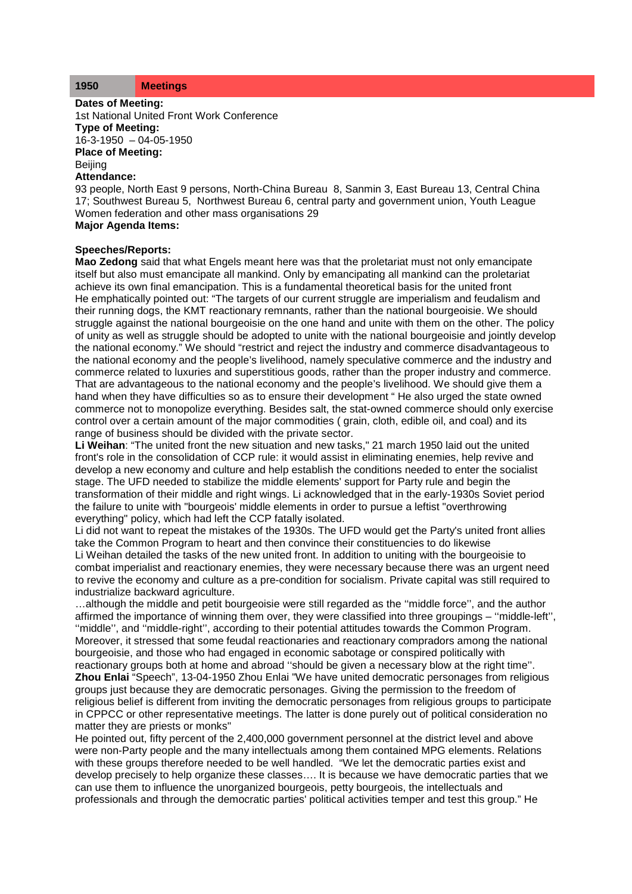| 1950 | Meetings |
|---|---|

**Dates of Meeting:**
1st National United Front Work Conference
**Type of Meeting:**
16-3-1950 – 04-05-1950
**Place of Meeting:**
Beijing
**Attendance:**
93 people, North East 9 persons, North-China Bureau 8, Sanmin 3, East Bureau 13, Central China 17; Southwest Bureau 5, Northwest Bureau 6, central party and government union, Youth League Women federation and other mass organisations 29
**Major Agenda Items:**

**Speeches/Reports:**
**Mao Zedong** said that what Engels meant here was that the proletariat must not only emancipate itself but also must emancipate all mankind. Only by emancipating all mankind can the proletariat achieve its own final emancipation. This is a fundamental theoretical basis for the united front
He emphatically pointed out: "The targets of our current struggle are imperialism and feudalism and their running dogs, the KMT reactionary remnants, rather than the national bourgeoisie. We should struggle against the national bourgeoisie on the one hand and unite with them on the other. The policy of unity as well as struggle should be adopted to unite with the national bourgeoisie and jointly develop the national economy." We should "restrict and reject the industry and commerce disadvantageous to the national economy and the people's livelihood, namely speculative commerce and the industry and commerce related to luxuries and superstitious goods, rather than the proper industry and commerce. That are advantageous to the national economy and the people's livelihood. We should give them a hand when they have difficulties so as to ensure their development " He also urged the state owned commerce not to monopolize everything. Besides salt, the stat-owned commerce should only exercise control over a certain amount of the major commodities ( grain, cloth, edible oil, and coal) and its range of business should be divided with the private sector.
**Li Weihan**: "The united front the new situation and new tasks," 21 march 1950 laid out the united front's role in the consolidation of CCP rule: it would assist in eliminating enemies, help revive and develop a new economy and culture and help establish the conditions needed to enter the socialist stage. The UFD needed to stabilize the middle elements' support for Party rule and begin the transformation of their middle and right wings. Li acknowledged that in the early-1930s Soviet period the failure to unite with "bourgeois' middle elements in order to pursue a leftist "overthrowing everything" policy, which had left the CCP fatally isolated.
Li did not want to repeat the mistakes of the 1930s. The UFD would get the Party's united front allies take the Common Program to heart and then convince their constituencies to do likewise
Li Weihan detailed the tasks of the new united front. In addition to uniting with the bourgeoisie to combat imperialist and reactionary enemies, they were necessary because there was an urgent need to revive the economy and culture as a pre-condition for socialism. Private capital was still required to industrialize backward agriculture.
…although the middle and petit bourgeoisie were still regarded as the ''middle force'', and the author affirmed the importance of winning them over, they were classified into three groupings – ''middle-left'', ''middle'', and ''middle-right'', according to their potential attitudes towards the Common Program. Moreover, it stressed that some feudal reactionaries and reactionary compradors among the national bourgeoisie, and those who had engaged in economic sabotage or conspired politically with reactionary groups both at home and abroad ''should be given a necessary blow at the right time''.
**Zhou Enlai** "Speech", 13-04-1950 Zhou Enlai "We have united democratic personages from religious groups just because they are democratic personages. Giving the permission to the freedom of religious belief is different from inviting the democratic personages from religious groups to participate in CPPCC or other representative meetings. The latter is done purely out of political consideration no matter they are priests or monks"
He pointed out, fifty percent of the 2,400,000 government personnel at the district level and above were non-Party people and the many intellectuals among them contained MPG elements. Relations with these groups therefore needed to be well handled. "We let the democratic parties exist and develop precisely to help organize these classes…. It is because we have democratic parties that we can use them to influence the unorganized bourgeois, petty bourgeois, the intellectuals and professionals and through the democratic parties' political activities temper and test this group." He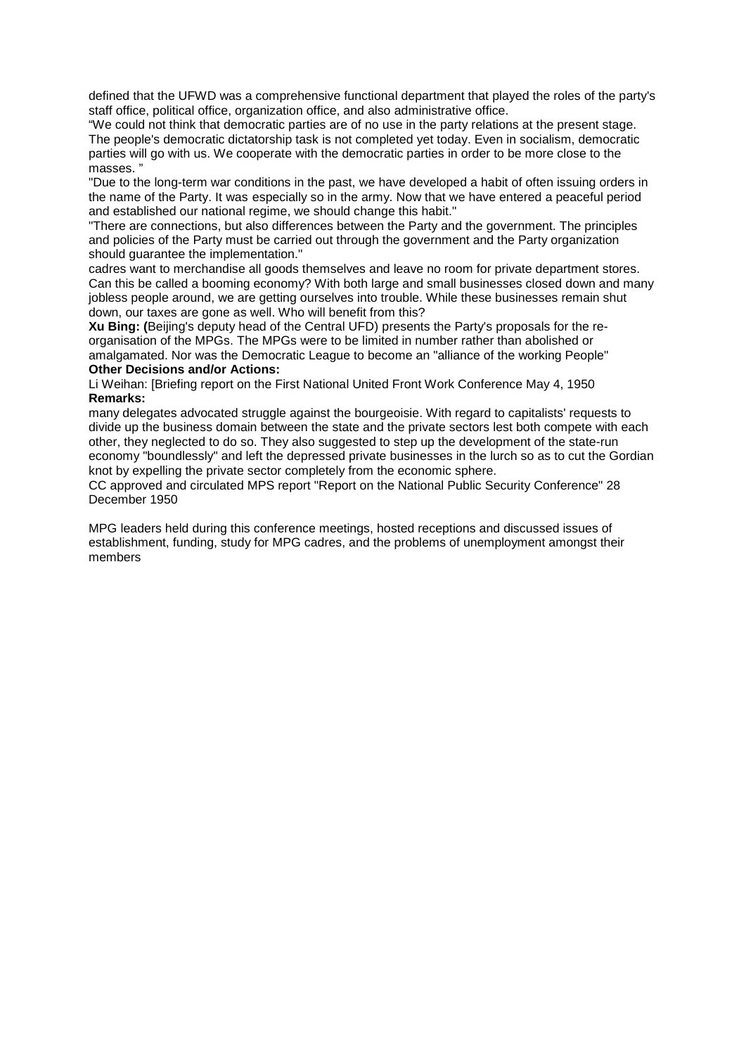defined that the UFWD was a comprehensive functional department that played the roles of the party's staff office, political office, organization office, and also administrative office.

“We could not think that democratic parties are of no use in the party relations at the present stage. The people's democratic dictatorship task is not completed yet today. Even in socialism, democratic parties will go with us. We cooperate with the democratic parties in order to be more close to the masses. ”

"Due to the long-term war conditions in the past, we have developed a habit of often issuing orders in the name of the Party. It was especially so in the army. Now that we have entered a peaceful period and established our national regime, we should change this habit."

"There are connections, but also differences between the Party and the government. The principles and policies of the Party must be carried out through the government and the Party organization should guarantee the implementation."

cadres want to merchandise all goods themselves and leave no room for private department stores. Can this be called a booming economy? With both large and small businesses closed down and many jobless people around, we are getting ourselves into trouble. While these businesses remain shut down, our taxes are gone as well. Who will benefit from this?

**Xu Bing: (**Beijing's deputy head of the Central UFD) presents the Party's proposals for the re-organisation of the MPGs. The MPGs were to be limited in number rather than abolished or amalgamated. Nor was the Democratic League to become an "alliance of the working People"

**Other Decisions and/or Actions:**

Li Weihan: [Briefing report on the First National United Front Work Conference May 4, 1950

**Remarks:**

many delegates advocated struggle against the bourgeoisie. With regard to capitalists' requests to divide up the business domain between the state and the private sectors lest both compete with each other, they neglected to do so. They also suggested to step up the development of the state-run economy "boundlessly" and left the depressed private businesses in the lurch so as to cut the Gordian knot by expelling the private sector completely from the economic sphere.

CC approved and circulated MPS report "Report on the National Public Security Conference" 28 December 1950

MPG leaders held during this conference meetings, hosted receptions and discussed issues of establishment, funding, study for MPG cadres, and the problems of unemployment amongst their members